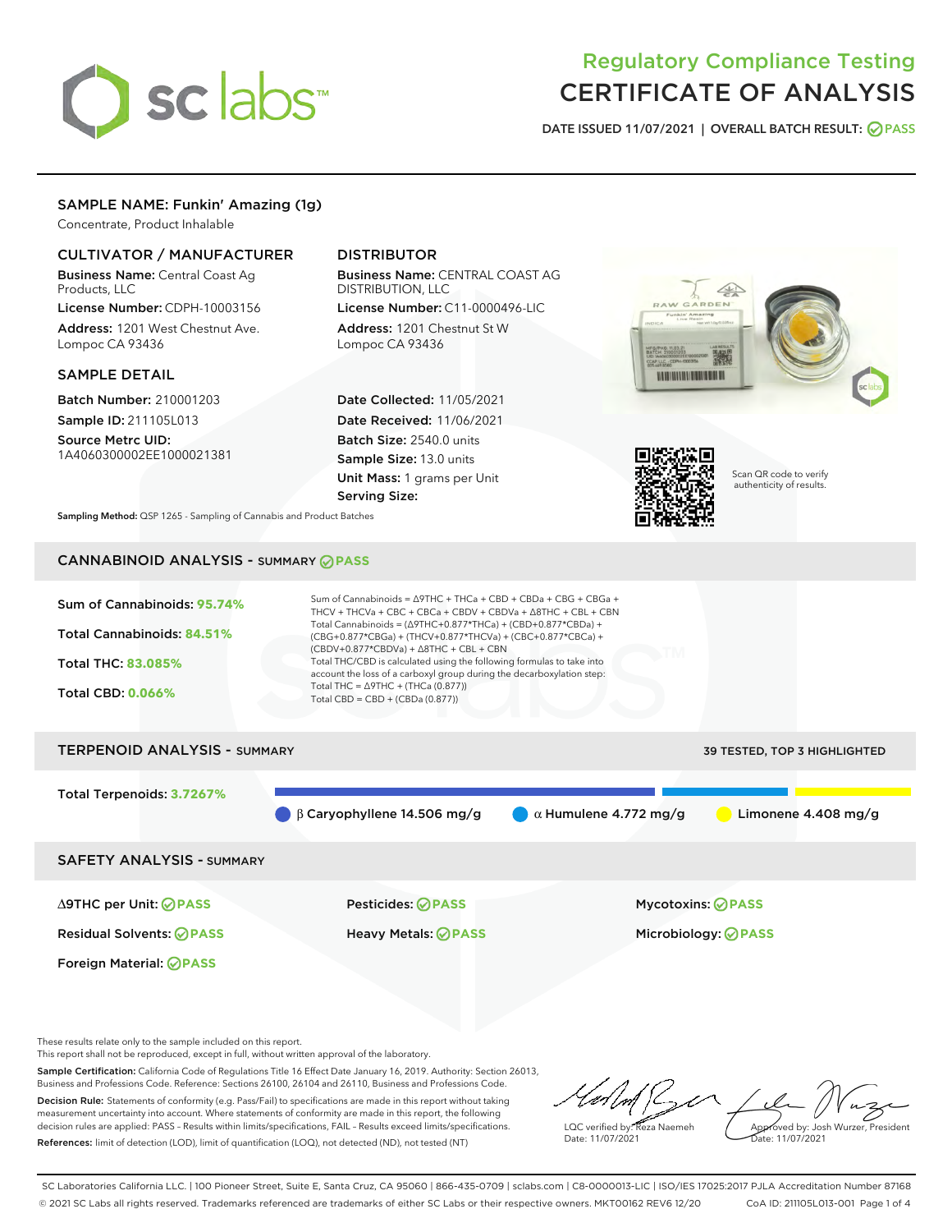# Regulatory Compliance Testing
# CERTIFICATE OF ANALYSIS

DATE ISSUED 11/07/2021 | OVERALL BATCH RESULT: PASS

## SAMPLE NAME: Funkin' Amazing (1g)

Concentrate, Product Inhalable

### CULTIVATOR / MANUFACTURER

**Business Name:** Central Coast Ag Products, LLC

**License Number:** CDPH-10003156

**Address:** 1201 West Chestnut Ave. Lompoc CA 93436

### DISTRIBUTOR

**Business Name:** CENTRAL COAST AG DISTRIBUTION, LLC

**License Number:** C11-0000496-LIC

**Address:** 1201 Chestnut St W Lompoc CA 93436

### SAMPLE DETAIL

**Batch Number:** 210001203

**Sample ID:** 211105L013

**Source Metrc UID:** 1A4060300002EE1000021381

**Date Collected:** 11/05/2021

**Date Received:** 11/06/2021

**Batch Size:** 2540.0 units

**Sample Size:** 13.0 units

**Unit Mass:** 1 grams per Unit

**Serving Size:**

Scan QR code to verify authenticity of results.

**Sampling Method:** QSP 1265 - Sampling of Cannabis and Product Batches

## CANNABINOID ANALYSIS - SUMMARY PASS

**Sum of Cannabinoids:** 95.74%

**Total Cannabinoids:** 84.51%

**Total THC:** 83.085%

**Total CBD:** 0.066%

Sum of Cannabinoids = Δ9THC + THCa + CBD + CBDa + CBG + CBGa + THCV + THCVa + CBC + CBCa + CBDV + CBDVa + Δ8THC + CBL + CBN

Total Cannabinoids = (Δ9THC+0.877*THCa) + (CBD+0.877*CBDa) + (CBG+0.877*CBGa) + (THCV+0.877*THCVa) + (CBC+0.877*CBCa) + (CBDV+0.877*CBDVa) + Δ8THC + CBL + CBN

Total THC/CBD is calculated using the following formulas to take into account the loss of a carboxyl group during the decarboxylation step:

Total THC = Δ9THC + (THCa (0.877))

Total CBD = CBD + (CBDa (0.877))

## TERPENOID ANALYSIS - SUMMARY

39 TESTED, TOP 3 HIGHLIGHTED

**Total Terpenoids:** 3.7267%

β Caryophyllene 14.506 mg/g | α Humulene 4.772 mg/g | Limonene 4.408 mg/g

## SAFETY ANALYSIS - SUMMARY

| | | |
|---|---|---|
| Δ9THC per Unit: PASS | Pesticides: PASS | Mycotoxins: PASS |
| Residual Solvents: PASS | Heavy Metals: PASS | Microbiology: PASS |
| Foreign Material: PASS | | |

These results relate only to the sample included on this report.
This report shall not be reproduced, except in full, without written approval of the laboratory.

**Sample Certification:** California Code of Regulations Title 16 Effect Date January 16, 2019. Authority: Section 26013, Business and Professions Code. Reference: Sections 26100, 26104 and 26110, Business and Professions Code.

**Decision Rule:** Statements of conformity (e.g. Pass/Fail) to specifications are made in this report without taking measurement uncertainty into account. Where statements of conformity are made in this report, the following decision rules are applied: PASS – Results within limits/specifications, FAIL – Results exceed limits/specifications.

**References:** limit of detection (LOD), limit of quantification (LOQ), not detected (ND), not tested (NT)

LQC verified by: Reza Naemeh
Date: 11/07/2021

Approved by: Josh Wurzer, President
Date: 11/07/2021

SC Laboratories California LLC. | 100 Pioneer Street, Suite E, Santa Cruz, CA 95060 | 866-435-0709 | sclabs.com | C8-0000013-LIC | ISO/IES 17025:2017 PJLA Accreditation Number 87168
© 2021 SC Labs all rights reserved. Trademarks referenced are trademarks of either SC Labs or their respective owners. MKT00162 REV6 12/20 CoA ID: 211105L013-001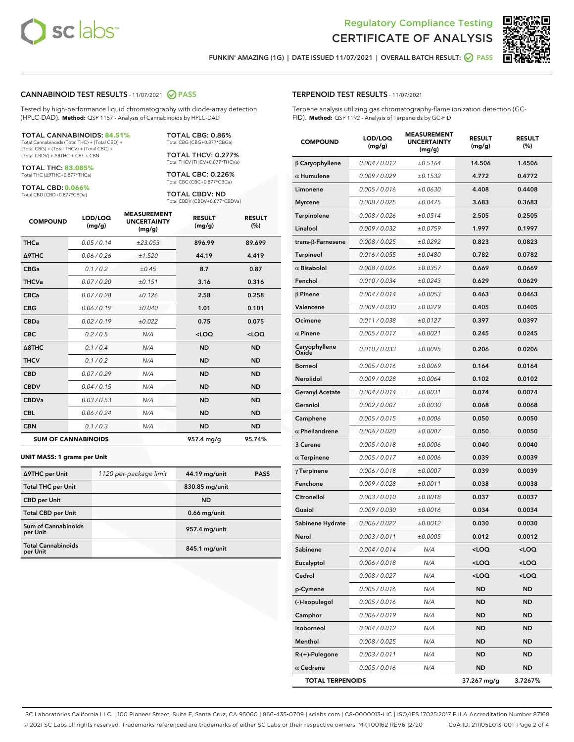# Regulatory Compliance Testing
# CERTIFICATE OF ANALYSIS

FUNKIN' AMAZING (1G) | DATE ISSUED 11/07/2021 | OVERALL BATCH RESULT: PASS

## CANNABINOID TEST RESULTS - 11/07/2021 PASS

Tested by high-performance liquid chromatography with diode-array detection (HPLC-DAD). **Method:** QSP 1157 - Analysis of Cannabinoids by HPLC-DAD

**TOTAL CANNABINOIDS: 84.51%**
Total Cannabinoids (Total THC) + (Total CBD) + (Total CBG) + (Total THCV) + (Total CBC) + (Total CBDV) + Δ8THC + CBL + CBN

**TOTAL THC: 83.085%**
Total THC (Δ9THC+0.877*THCa)

**TOTAL CBD: 0.066%**
Total CBD (CBD+0.877*CBDa)

**TOTAL CBG: 0.86%**
Total CBG (CBG+0.877*CBGa)

**TOTAL THCV: 0.277%**
Total THCV (THCV+0.877*THCVa)

**TOTAL CBC: 0.226%**
Total CBC (CBC+0.877*CBCa)

**TOTAL CBDV: ND**
Total CBDV (CBDV+0.877*CBDVa)

| COMPOUND | LOD/LOQ (mg/g) | MEASUREMENT UNCERTAINTY (mg/g) | RESULT (mg/g) | RESULT (%) |
|---|---|---|---|---|
| THCa | 0.05 / 0.14 | ±23.053 | 896.99 | 89.699 |
| Δ9THC | 0.06 / 0.26 | ±1.520 | 44.19 | 4.419 |
| CBGa | 0.1 / 0.2 | ±0.45 | 8.7 | 0.87 |
| THCVa | 0.07 / 0.20 | ±0.151 | 3.16 | 0.316 |
| CBCa | 0.07 / 0.28 | ±0.126 | 2.58 | 0.258 |
| CBG | 0.06 / 0.19 | ±0.040 | 1.01 | 0.101 |
| CBDa | 0.02 / 0.19 | ±0.022 | 0.75 | 0.075 |
| CBC | 0.2 / 0.5 | N/A | <LOQ | <LOQ |
| Δ8THC | 0.1 / 0.4 | N/A | ND | ND |
| THCV | 0.1 / 0.2 | N/A | ND | ND |
| CBD | 0.07 / 0.29 | N/A | ND | ND |
| CBDV | 0.04 / 0.15 | N/A | ND | ND |
| CBDVa | 0.03 / 0.53 | N/A | ND | ND |
| CBL | 0.06 / 0.24 | N/A | ND | ND |
| CBN | 0.1 / 0.3 | N/A | ND | ND |
| **SUM OF CANNABINOIDS** | | | 957.4 mg/g | 95.74% |

**UNIT MASS: 1 grams per Unit**

| | | | |
|---|---|---|---|
| Δ9THC per Unit | 1120 per-package limit | 44.19 mg/unit | PASS |
| Total THC per Unit | | 830.85 mg/unit | |
| CBD per Unit | | ND | |
| Total CBD per Unit | | 0.66 mg/unit | |
| Sum of Cannabinoids per Unit | | 957.4 mg/unit | |
| Total Cannabinoids per Unit | | 845.1 mg/unit | |

## TERPENOID TEST RESULTS - 11/07/2021

Terpene analysis utilizing gas chromatography-flame ionization detection (GC-FID). **Method:** QSP 1192 - Analysis of Terpenoids by GC-FID

| COMPOUND | LOD/LOQ (mg/g) | MEASUREMENT UNCERTAINTY (mg/g) | RESULT (mg/g) | RESULT (%) |
|---|---|---|---|---|
| β Caryophyllene | 0.004 / 0.012 | ±0.5164 | 14.506 | 1.4506 |
| α Humulene | 0.009 / 0.029 | ±0.1532 | 4.772 | 0.4772 |
| Limonene | 0.005 / 0.016 | ±0.0630 | 4.408 | 0.4408 |
| Myrcene | 0.008 / 0.025 | ±0.0475 | 3.683 | 0.3683 |
| Terpinolene | 0.008 / 0.026 | ±0.0514 | 2.505 | 0.2505 |
| Linalool | 0.009 / 0.032 | ±0.0759 | 1.997 | 0.1997 |
| trans-β-Farnesene | 0.008 / 0.025 | ±0.0292 | 0.823 | 0.0823 |
| Terpineol | 0.016 / 0.055 | ±0.0480 | 0.782 | 0.0782 |
| α Bisabolol | 0.008 / 0.026 | ±0.0357 | 0.669 | 0.0669 |
| Fenchol | 0.010 / 0.034 | ±0.0243 | 0.629 | 0.0629 |
| β Pinene | 0.004 / 0.014 | ±0.0053 | 0.463 | 0.0463 |
| Valencene | 0.009 / 0.030 | ±0.0279 | 0.405 | 0.0405 |
| Ocimene | 0.011 / 0.038 | ±0.0127 | 0.397 | 0.0397 |
| α Pinene | 0.005 / 0.017 | ±0.0021 | 0.245 | 0.0245 |
| Caryophyllene Oxide | 0.010 / 0.033 | ±0.0095 | 0.206 | 0.0206 |
| Borneol | 0.005 / 0.016 | ±0.0069 | 0.164 | 0.0164 |
| Nerolidol | 0.009 / 0.028 | ±0.0064 | 0.102 | 0.0102 |
| Geranyl Acetate | 0.004 / 0.014 | ±0.0031 | 0.074 | 0.0074 |
| Geraniol | 0.002 / 0.007 | ±0.0030 | 0.068 | 0.0068 |
| Camphene | 0.005 / 0.015 | ±0.0006 | 0.050 | 0.0050 |
| α Phellandrene | 0.006 / 0.020 | ±0.0007 | 0.050 | 0.0050 |
| 3 Carene | 0.005 / 0.018 | ±0.0006 | 0.040 | 0.0040 |
| α Terpinene | 0.005 / 0.017 | ±0.0006 | 0.039 | 0.0039 |
| γ Terpinene | 0.006 / 0.018 | ±0.0007 | 0.039 | 0.0039 |
| Fenchone | 0.009 / 0.028 | ±0.0011 | 0.038 | 0.0038 |
| Citronellol | 0.003 / 0.010 | ±0.0018 | 0.037 | 0.0037 |
| Guaiol | 0.009 / 0.030 | ±0.0016 | 0.034 | 0.0034 |
| Sabinene Hydrate | 0.006 / 0.022 | ±0.0012 | 0.030 | 0.0030 |
| Nerol | 0.003 / 0.011 | ±0.0005 | 0.012 | 0.0012 |
| Sabinene | 0.004 / 0.014 | N/A | <LOQ | <LOQ |
| Eucalyptol | 0.006 / 0.018 | N/A | <LOQ | <LOQ |
| Cedrol | 0.008 / 0.027 | N/A | <LOQ | <LOQ |
| p-Cymene | 0.005 / 0.016 | N/A | ND | ND |
| (-)-Isopulegol | 0.005 / 0.016 | N/A | ND | ND |
| Camphor | 0.006 / 0.019 | N/A | ND | ND |
| Isoborneol | 0.004 / 0.012 | N/A | ND | ND |
| Menthol | 0.008 / 0.025 | N/A | ND | ND |
| R-(+)-Pulegone | 0.003 / 0.011 | N/A | ND | ND |
| α Cedrene | 0.005 / 0.016 | N/A | ND | ND |
| **TOTAL TERPENOIDS** | | | 37.267 mg/g | 3.7267% |

SC Laboratories California LLC. | 100 Pioneer Street, Suite E, Santa Cruz, CA 95060 | 866-435-0709 | sclabs.com | C8-0000013-LIC | ISO/IES 17025:2017 PJLA Accreditation Number 87168
© 2021 SC Labs all rights reserved. Trademarks referenced are trademarks of either SC Labs or their respective owners. MKT00162 REV6 12/20 CoA ID: 211105L013-001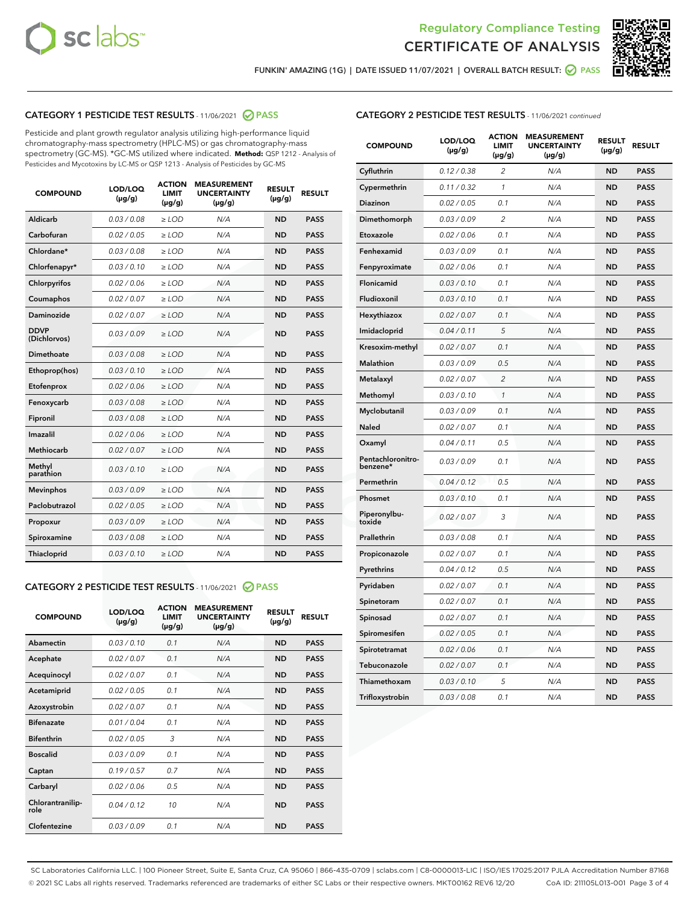# Regulatory Compliance Testing
# CERTIFICATE OF ANALYSIS

FUNKIN' AMAZING (1G) | DATE ISSUED 11/07/2021 | OVERALL BATCH RESULT: PASS

## CATEGORY 1 PESTICIDE TEST RESULTS - 11/06/2021 PASS

Pesticide and plant growth regulator analysis utilizing high-performance liquid chromatography-mass spectrometry (HPLC-MS) or gas chromatography-mass spectrometry (GC-MS). *GC-MS utilized where indicated. **Method:** QSP 1212 - Analysis of Pesticides and Mycotoxins by LC-MS or QSP 1213 - Analysis of Pesticides by GC-MS

| COMPOUND | LOD/LOQ (µg/g) | ACTION LIMIT (µg/g) | MEASUREMENT UNCERTAINTY (µg/g) | RESULT (µg/g) | RESULT |
|---|---|---|---|---|---|
| Aldicarb | 0.03 / 0.08 | ≥ LOD | N/A | ND | PASS |
| Carbofuran | 0.02 / 0.05 | ≥ LOD | N/A | ND | PASS |
| Chlordane* | 0.03 / 0.08 | ≥ LOD | N/A | ND | PASS |
| Chlorfenapyr* | 0.03 / 0.10 | ≥ LOD | N/A | ND | PASS |
| Chlorpyrifos | 0.02 / 0.06 | ≥ LOD | N/A | ND | PASS |
| Coumaphos | 0.02 / 0.07 | ≥ LOD | N/A | ND | PASS |
| Daminozide | 0.02 / 0.07 | ≥ LOD | N/A | ND | PASS |
| DDVP (Dichlorvos) | 0.03 / 0.09 | ≥ LOD | N/A | ND | PASS |
| Dimethoate | 0.03 / 0.08 | ≥ LOD | N/A | ND | PASS |
| Ethoprop(hos) | 0.03 / 0.10 | ≥ LOD | N/A | ND | PASS |
| Etofenprox | 0.02 / 0.06 | ≥ LOD | N/A | ND | PASS |
| Fenoxycarb | 0.03 / 0.08 | ≥ LOD | N/A | ND | PASS |
| Fipronil | 0.03 / 0.08 | ≥ LOD | N/A | ND | PASS |
| Imazalil | 0.02 / 0.06 | ≥ LOD | N/A | ND | PASS |
| Methiocarb | 0.02 / 0.07 | ≥ LOD | N/A | ND | PASS |
| Methyl parathion | 0.03 / 0.10 | ≥ LOD | N/A | ND | PASS |
| Mevinphos | 0.03 / 0.09 | ≥ LOD | N/A | ND | PASS |
| Paclobutrazol | 0.02 / 0.05 | ≥ LOD | N/A | ND | PASS |
| Propoxur | 0.03 / 0.09 | ≥ LOD | N/A | ND | PASS |
| Spiroxamine | 0.03 / 0.08 | ≥ LOD | N/A | ND | PASS |
| Thiacloprid | 0.03 / 0.10 | ≥ LOD | N/A | ND | PASS |

## CATEGORY 2 PESTICIDE TEST RESULTS - 11/06/2021 PASS

| COMPOUND | LOD/LOQ (µg/g) | ACTION LIMIT (µg/g) | MEASUREMENT UNCERTAINTY (µg/g) | RESULT (µg/g) | RESULT |
|---|---|---|---|---|---|
| Abamectin | 0.03 / 0.10 | 0.1 | N/A | ND | PASS |
| Acephate | 0.02 / 0.07 | 0.1 | N/A | ND | PASS |
| Acequinocyl | 0.02 / 0.07 | 0.1 | N/A | ND | PASS |
| Acetamiprid | 0.02 / 0.05 | 0.1 | N/A | ND | PASS |
| Azoxystrobin | 0.02 / 0.07 | 0.1 | N/A | ND | PASS |
| Bifenazate | 0.01 / 0.04 | 0.1 | N/A | ND | PASS |
| Bifenthrin | 0.02 / 0.05 | 3 | N/A | ND | PASS |
| Boscalid | 0.03 / 0.09 | 0.1 | N/A | ND | PASS |
| Captan | 0.19 / 0.57 | 0.7 | N/A | ND | PASS |
| Carbaryl | 0.02 / 0.06 | 0.5 | N/A | ND | PASS |
| Chlorantraniliprole | 0.04 / 0.12 | 10 | N/A | ND | PASS |
| Clofentezine | 0.03 / 0.09 | 0.1 | N/A | ND | PASS |
| Cyfluthrin | 0.12 / 0.38 | 2 | N/A | ND | PASS |
| Cypermethrin | 0.11 / 0.32 | 1 | N/A | ND | PASS |
| Diazinon | 0.02 / 0.05 | 0.1 | N/A | ND | PASS |
| Dimethomorph | 0.03 / 0.09 | 2 | N/A | ND | PASS |
| Etoxazole | 0.02 / 0.06 | 0.1 | N/A | ND | PASS |
| Fenhexamid | 0.03 / 0.09 | 0.1 | N/A | ND | PASS |
| Fenpyroximate | 0.02 / 0.06 | 0.1 | N/A | ND | PASS |
| Flonicamid | 0.03 / 0.10 | 0.1 | N/A | ND | PASS |
| Fludioxonil | 0.03 / 0.10 | 0.1 | N/A | ND | PASS |
| Hexythiazox | 0.02 / 0.07 | 0.1 | N/A | ND | PASS |
| Imidacloprid | 0.04 / 0.11 | 5 | N/A | ND | PASS |
| Kresoxim-methyl | 0.02 / 0.07 | 0.1 | N/A | ND | PASS |
| Malathion | 0.03 / 0.09 | 0.5 | N/A | ND | PASS |
| Metalaxyl | 0.02 / 0.07 | 2 | N/A | ND | PASS |
| Methomyl | 0.03 / 0.10 | 1 | N/A | ND | PASS |
| Myclobutanil | 0.03 / 0.09 | 0.1 | N/A | ND | PASS |
| Naled | 0.02 / 0.07 | 0.1 | N/A | ND | PASS |
| Oxamyl | 0.04 / 0.11 | 0.5 | N/A | ND | PASS |
| Pentachloronitrobenzene* | 0.03 / 0.09 | 0.1 | N/A | ND | PASS |
| Permethrin | 0.04 / 0.12 | 0.5 | N/A | ND | PASS |
| Phosmet | 0.03 / 0.10 | 0.1 | N/A | ND | PASS |
| Piperonylbutoxide | 0.02 / 0.07 | 3 | N/A | ND | PASS |
| Prallethrin | 0.03 / 0.08 | 0.1 | N/A | ND | PASS |
| Propiconazole | 0.02 / 0.07 | 0.1 | N/A | ND | PASS |
| Pyrethrins | 0.04 / 0.12 | 0.5 | N/A | ND | PASS |
| Pyridaben | 0.02 / 0.07 | 0.1 | N/A | ND | PASS |
| Spinetoram | 0.02 / 0.07 | 0.1 | N/A | ND | PASS |
| Spinosad | 0.02 / 0.07 | 0.1 | N/A | ND | PASS |
| Spiromesifen | 0.02 / 0.05 | 0.1 | N/A | ND | PASS |
| Spirotetramat | 0.02 / 0.06 | 0.1 | N/A | ND | PASS |
| Tebuconazole | 0.02 / 0.07 | 0.1 | N/A | ND | PASS |
| Thiamethoxam | 0.03 / 0.10 | 5 | N/A | ND | PASS |
| Trifloxystrobin | 0.03 / 0.08 | 0.1 | N/A | ND | PASS |

SC Laboratories California LLC. | 100 Pioneer Street, Suite E, Santa Cruz, CA 95060 | 866-435-0709 | sclabs.com | C8-0000013-LIC | ISO/IES 17025:2017 PJLA Accreditation Number 87168
© 2021 SC Labs all rights reserved. Trademarks referenced are trademarks of either SC Labs or their respective owners. MKT00162 REV6 12/20 CoA ID: 211105L013-001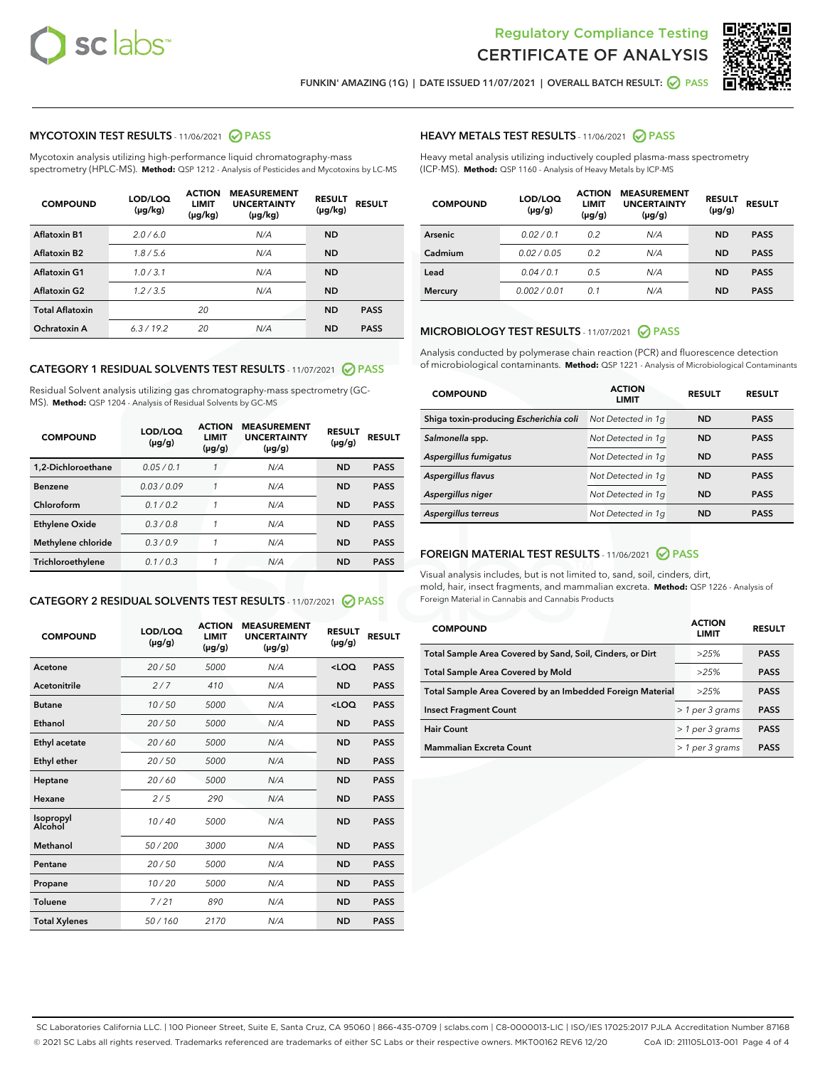Regulatory Compliance Testing

# CERTIFICATE OF ANALYSIS

FUNKIN' AMAZING (1G) | DATE ISSUED 11/07/2021 | OVERALL BATCH RESULT: PASS

## MYCOTOXIN TEST RESULTS - 11/06/2021 PASS

Mycotoxin analysis utilizing high-performance liquid chromatography-mass spectrometry (HPLC-MS). **Method:** QSP 1212 - Analysis of Pesticides and Mycotoxins by LC-MS

| COMPOUND | LOD/LOQ (µg/kg) | ACTION LIMIT (µg/kg) | MEASUREMENT UNCERTAINTY (µg/kg) | RESULT (µg/kg) | RESULT |
|---|---|---|---|---|---|
| Aflatoxin B1 | 2.0 / 6.0 | | N/A | ND | |
| Aflatoxin B2 | 1.8 / 5.6 | | N/A | ND | |
| Aflatoxin G1 | 1.0 / 3.1 | | N/A | ND | |
| Aflatoxin G2 | 1.2 / 3.5 | | N/A | ND | |
| Total Aflatoxin | | 20 | | ND | PASS |
| Ochratoxin A | 6.3 / 19.2 | 20 | N/A | ND | PASS |

## CATEGORY 1 RESIDUAL SOLVENTS TEST RESULTS - 11/07/2021 PASS

Residual Solvent analysis utilizing gas chromatography-mass spectrometry (GC-MS). **Method:** QSP 1204 - Analysis of Residual Solvents by GC-MS

| COMPOUND | LOD/LOQ (µg/g) | ACTION LIMIT (µg/g) | MEASUREMENT UNCERTAINTY (µg/g) | RESULT (µg/g) | RESULT |
|---|---|---|---|---|---|
| 1,2-Dichloroethane | 0.05 / 0.1 | 1 | N/A | ND | PASS |
| Benzene | 0.03 / 0.09 | 1 | N/A | ND | PASS |
| Chloroform | 0.1 / 0.2 | 1 | N/A | ND | PASS |
| Ethylene Oxide | 0.3 / 0.8 | 1 | N/A | ND | PASS |
| Methylene chloride | 0.3 / 0.9 | 1 | N/A | ND | PASS |
| Trichloroethylene | 0.1 / 0.3 | 1 | N/A | ND | PASS |

## CATEGORY 2 RESIDUAL SOLVENTS TEST RESULTS - 11/07/2021 PASS

| COMPOUND | LOD/LOQ (µg/g) | ACTION LIMIT (µg/g) | MEASUREMENT UNCERTAINTY (µg/g) | RESULT (µg/g) | RESULT |
|---|---|---|---|---|---|
| Acetone | 20 / 50 | 5000 | N/A | <LOQ | PASS |
| Acetonitrile | 2 / 7 | 410 | N/A | ND | PASS |
| Butane | 10 / 50 | 5000 | N/A | <LOQ | PASS |
| Ethanol | 20 / 50 | 5000 | N/A | ND | PASS |
| Ethyl acetate | 20 / 60 | 5000 | N/A | ND | PASS |
| Ethyl ether | 20 / 50 | 5000 | N/A | ND | PASS |
| Heptane | 20 / 60 | 5000 | N/A | ND | PASS |
| Hexane | 2 / 5 | 290 | N/A | ND | PASS |
| Isopropyl Alcohol | 10 / 40 | 5000 | N/A | ND | PASS |
| Methanol | 50 / 200 | 3000 | N/A | ND | PASS |
| Pentane | 20 / 50 | 5000 | N/A | ND | PASS |
| Propane | 10 / 20 | 5000 | N/A | ND | PASS |
| Toluene | 7 / 21 | 890 | N/A | ND | PASS |
| Total Xylenes | 50 / 160 | 2170 | N/A | ND | PASS |

## HEAVY METALS TEST RESULTS - 11/06/2021 PASS

Heavy metal analysis utilizing inductively coupled plasma-mass spectrometry (ICP-MS). **Method:** QSP 1160 - Analysis of Heavy Metals by ICP-MS

| COMPOUND | LOD/LOQ (µg/g) | ACTION LIMIT (µg/g) | MEASUREMENT UNCERTAINTY (µg/g) | RESULT (µg/g) | RESULT |
|---|---|---|---|---|---|
| Arsenic | 0.02 / 0.1 | 0.2 | N/A | ND | PASS |
| Cadmium | 0.02 / 0.05 | 0.2 | N/A | ND | PASS |
| Lead | 0.04 / 0.1 | 0.5 | N/A | ND | PASS |
| Mercury | 0.002 / 0.01 | 0.1 | N/A | ND | PASS |

## MICROBIOLOGY TEST RESULTS - 11/07/2021 PASS

Analysis conducted by polymerase chain reaction (PCR) and fluorescence detection of microbiological contaminants. **Method:** QSP 1221 - Analysis of Microbiological Contaminants

| COMPOUND | ACTION LIMIT | RESULT | RESULT |
|---|---|---|---|
| Shiga toxin-producing *Escherichia coli* | Not Detected in 1g | ND | PASS |
| *Salmonella* spp. | Not Detected in 1g | ND | PASS |
| *Aspergillus fumigatus* | Not Detected in 1g | ND | PASS |
| *Aspergillus flavus* | Not Detected in 1g | ND | PASS |
| *Aspergillus niger* | Not Detected in 1g | ND | PASS |
| *Aspergillus terreus* | Not Detected in 1g | ND | PASS |

## FOREIGN MATERIAL TEST RESULTS - 11/06/2021 PASS

Visual analysis includes, but is not limited to, sand, soil, cinders, dirt, mold, hair, insect fragments, and mammalian excreta. **Method:** QSP 1226 - Analysis of Foreign Material in Cannabis and Cannabis Products

| COMPOUND | ACTION LIMIT | RESULT |
|---|---|---|
| Total Sample Area Covered by Sand, Soil, Cinders, or Dirt | >25% | PASS |
| Total Sample Area Covered by Mold | >25% | PASS |
| Total Sample Area Covered by an Imbedded Foreign Material | >25% | PASS |
| Insect Fragment Count | > 1 per 3 grams | PASS |
| Hair Count | > 1 per 3 grams | PASS |
| Mammalian Excreta Count | > 1 per 3 grams | PASS |

SC Laboratories California LLC. | 100 Pioneer Street, Suite E, Santa Cruz, CA 95060 | 866-435-0709 | sclabs.com | C8-0000013-LIC | ISO/IES 17025:2017 PJLA Accreditation Number 87168
© 2021 SC Labs all rights reserved. Trademarks referenced are trademarks of either SC Labs or their respective owners. MKT00162 REV6 12/20 CoA ID: 211105L013-001